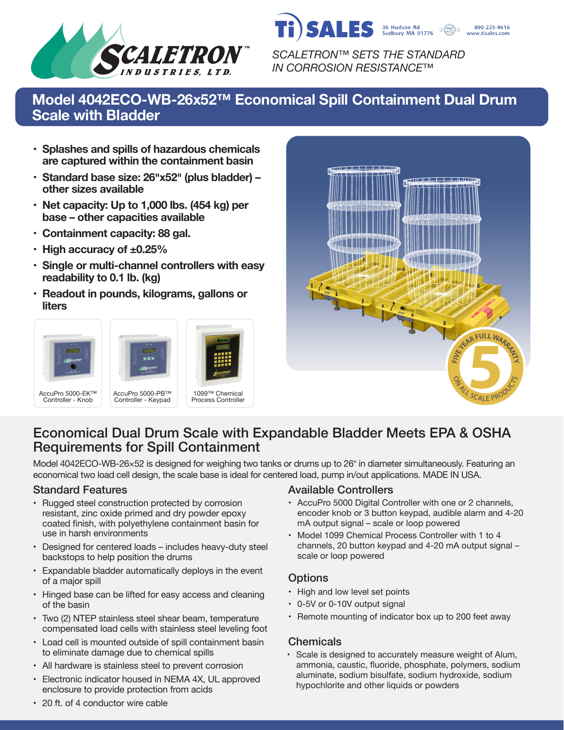SCALETRON™ INDUSTRIES, LTD.

Ti SALES 36 Hudson Rd Sudbury MA 01776 800-225-4616 www.tisales.com

*SCALETRON™ SETS THE STANDARD IN CORROSION RESISTANCE™*

# Model 4042ECO-WB-26x52™ Economical Spill Containment Dual Drum Scale with Bladder

- **Splashes and spills of hazardous chemicals are captured within the containment basin**
- **Standard base size: 26"x52" (plus bladder) – other sizes available**
- **Net capacity: Up to 1,000 lbs. (454 kg) per base – other capacities available**
- **Containment capacity: 88 gal.**
- **High accuracy of ±0.25%**
- **Single or multi-channel controllers with easy readability to 0.1 lb. (kg)**
- **Readout in pounds, kilograms, gallons or liters**

AccuPro 5000-EK™ Controller - Knob

AccuPro 5000-PB™ Controller - Keypad

1099™ Chemical Process Controller

FIVE YEAR FULL WARRANTY 5 ON ALL SCALE PRODUCTS

## Economical Dual Drum Scale with Expandable Bladder Meets EPA & OSHA Requirements for Spill Containment

Model 4042ECO-WB-26×52 is designed for weighing two tanks or drums up to 26" in diameter simultaneously. Featuring an economical two load cell design, the scale base is ideal for centered load, pump in/out applications. MADE IN USA.

### Standard Features

- Rugged steel construction protected by corrosion resistant, zinc oxide primed and dry powder epoxy coated finish, with polyethylene containment basin for use in harsh environments
- Designed for centered loads – includes heavy-duty steel backstops to help position the drums
- Expandable bladder automatically deploys in the event of a major spill
- Hinged base can be lifted for easy access and cleaning of the basin
- Two (2) NTEP stainless steel shear beam, temperature compensated load cells with stainless steel leveling foot
- Load cell is mounted outside of spill containment basin to eliminate damage due to chemical spills
- All hardware is stainless steel to prevent corrosion
- Electronic indicator housed in NEMA 4X, UL approved enclosure to provide protection from acids
- 20 ft. of 4 conductor wire cable

### Available Controllers

- AccuPro 5000 Digital Controller with one or 2 channels, encoder knob or 3 button keypad, audible alarm and 4-20 mA output signal – scale or loop powered
- Model 1099 Chemical Process Controller with 1 to 4 channels, 20 button keypad and 4-20 mA output signal – scale or loop powered

### Options

- High and low level set points
- 0-5V or 0-10V output signal
- Remote mounting of indicator box up to 200 feet away

### Chemicals

- Scale is designed to accurately measure weight of Alum, ammonia, caustic, fluoride, phosphate, polymers, sodium aluminate, sodium bisulfate, sodium hydroxide, sodium hypochlorite and other liquids or powders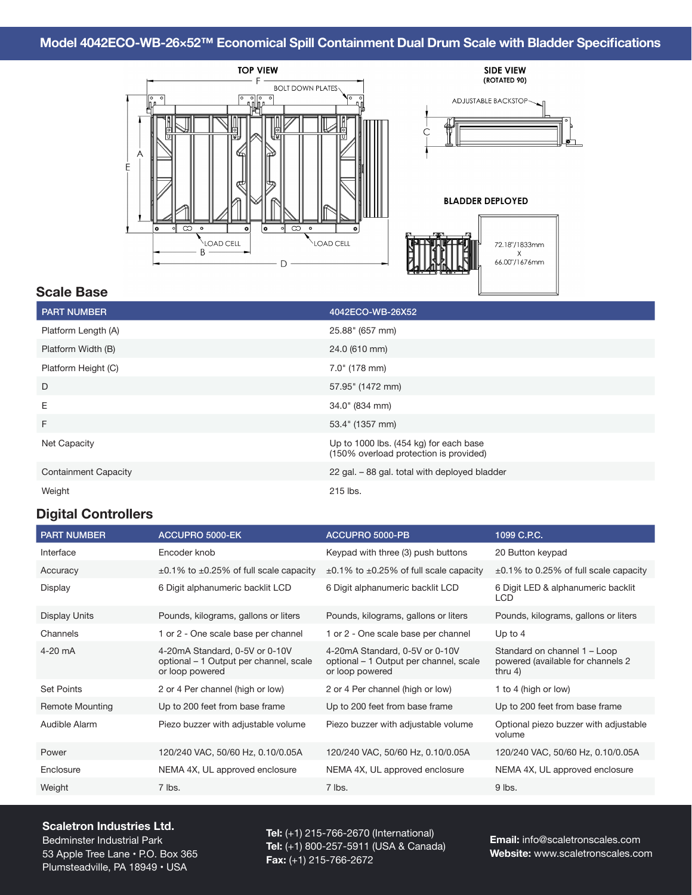# Model 4042ECO-WB-26x52™ Economical Spill Containment Dual Drum Scale with Bladder Specifications

TOP VIEW

F

BOLT DOWN PLATES

A

E

LOAD CELL

B

LOAD CELL

D

SIDE VIEW
(ROTATED 90)

ADJUSTABLE BACKSTOP

C

BLADDER DEPLOYED

72.18"/1833mm
X
66.00"/1676mm

## Scale Base

| PART NUMBER | 4042ECO-WB-26X52 |
|---|---|
| Platform Length (A) | 25.88" (657 mm) |
| Platform Width (B) | 24.0 (610 mm) |
| Platform Height (C) | 7.0" (178 mm) |
| D | 57.95" (1472 mm) |
| E | 34.0" (834 mm) |
| F | 53.4" (1357 mm) |
| Net Capacity | Up to 1000 lbs. (454 kg) for each base (150% overload protection is provided) |
| Containment Capacity | 22 gal. – 88 gal. total with deployed bladder |
| Weight | 215 lbs. |

## Digital Controllers

| PART NUMBER | ACCUPRO 5000-EK | ACCUPRO 5000-PB | 1099 C.P.C. |
|---|---|---|---|
| Interface | Encoder knob | Keypad with three (3) push buttons | 20 Button keypad |
| Accuracy | ±0.1% to ±0.25% of full scale capacity | ±0.1% to ±0.25% of full scale capacity | ±0.1% to 0.25% of full scale capacity |
| Display | 6 Digit alphanumeric backlit LCD | 6 Digit alphanumeric backlit LCD | 6 Digit LED & alphanumeric backlit LCD |
| Display Units | Pounds, kilograms, gallons or liters | Pounds, kilograms, gallons or liters | Pounds, kilograms, gallons or liters |
| Channels | 1 or 2 - One scale base per channel | 1 or 2 - One scale base per channel | Up to 4 |
| 4-20 mA | 4-20mA Standard, 0-5V or 0-10V optional – 1 Output per channel, scale or loop powered | 4-20mA Standard, 0-5V or 0-10V optional – 1 Output per channel, scale or loop powered | Standard on channel 1 – Loop powered (available for channels 2 thru 4) |
| Set Points | 2 or 4 Per channel (high or low) | 2 or 4 Per channel (high or low) | 1 to 4 (high or low) |
| Remote Mounting | Up to 200 feet from base frame | Up to 200 feet from base frame | Up to 200 feet from base frame |
| Audible Alarm | Piezo buzzer with adjustable volume | Piezo buzzer with adjustable volume | Optional piezo buzzer with adjustable volume |
| Power | 120/240 VAC, 50/60 Hz, 0.10/0.05A | 120/240 VAC, 50/60 Hz, 0.10/0.05A | 120/240 VAC, 50/60 Hz, 0.10/0.05A |
| Enclosure | NEMA 4X, UL approved enclosure | NEMA 4X, UL approved enclosure | NEMA 4X, UL approved enclosure |
| Weight | 7 lbs. | 7 lbs. | 9 lbs. |

**Scaletron Industries Ltd.**
Bedminster Industrial Park
53 Apple Tree Lane • P.O. Box 365
Plumsteadville, PA 18949 • USA

**Tel:** (+1) 215-766-2670 (International)
**Tel:** (+1) 800-257-5911 (USA & Canada)
**Fax:** (+1) 215-766-2672

**Email:** info@scaletronscales.com
**Website:** www.scaletronscales.com